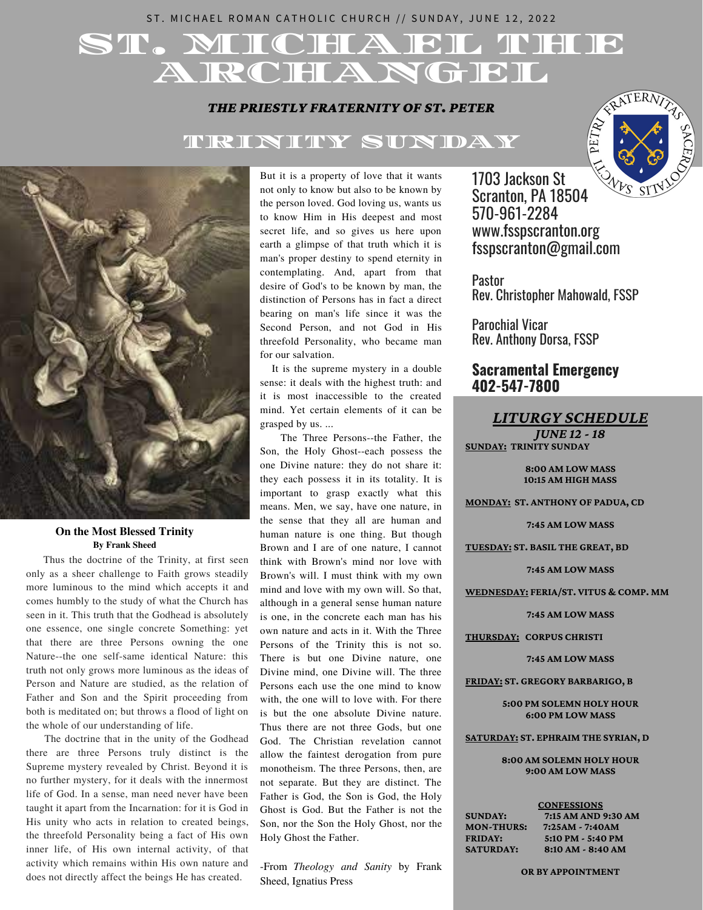ST. MICHAEL ROMAN CATHOLIC CHURCH // SUNDAY, JUNE 12, 2022

# ST. MICHAEL THE ARCHANGEL

***THE PRIESTLY FRATERNITY OF ST. PETER***

## TRINITY SUNDAY

### On the Most Blessed Trinity
**By Frank Sheed**

Thus the doctrine of the Trinity, at first seen only as a sheer challenge to Faith grows steadily more luminous to the mind which accepts it and comes humbly to the study of what the Church has seen in it. This truth that the Godhead is absolutely one essence, one single concrete Something: yet that there are three Persons owning the one Nature--the one self-same identical Nature: this truth not only grows more luminous as the ideas of Person and Nature are studied, as the relation of Father and Son and the Spirit proceeding from both is meditated on; but throws a flood of light on the whole of our understanding of life.

The doctrine that in the unity of the Godhead there are three Persons truly distinct is the Supreme mystery revealed by Christ. Beyond it is no further mystery, for it deals with the innermost life of God. In a sense, man need never have been taught it apart from the Incarnation: for it is God in His unity who acts in relation to created beings, the threefold Personality being a fact of His own inner life, of His own internal activity, of that activity which remains within His own nature and does not directly affect the beings He has created. But it is a property of love that it wants not only to know but also to be known by the person loved. God loving us, wants us to know Him in His deepest and most secret life, and so gives us here upon earth a glimpse of that truth which it is man's proper destiny to spend eternity in contemplating. And, apart from that desire of God's to be known by man, the distinction of Persons has in fact a direct bearing on man's life since it was the Second Person, and not God in His threefold Personality, who became man for our salvation.

It is the supreme mystery in a double sense: it deals with the highest truth: and it is most inaccessible to the created mind. Yet certain elements of it can be grasped by us. ...

The Three Persons--the Father, the Son, the Holy Ghost--each possess the one Divine nature: they do not share it: they each possess it in its totality. It is important to grasp exactly what this means. Men, we say, have one nature, in the sense that they all are human and human nature is one thing. But though Brown and I are of one nature, I cannot think with Brown's mind nor love with Brown's will. I must think with my own mind and love with my own will. So that, although in a general sense human nature is one, in the concrete each man has his own nature and acts in it. With the Three Persons of the Trinity this is not so. There is but one Divine nature, one Divine mind, one Divine will. The three Persons each use the one mind to know with, the one will to love with. For there is but the one absolute Divine nature. Thus there are not three Gods, but one God. The Christian revelation cannot allow the faintest derogation from pure monotheism. The three Persons, then, are not separate. But they are distinct. The Father is God, the Son is God, the Holy Ghost is God. But the Father is not the Son, nor the Son the Holy Ghost, nor the Holy Ghost the Father.

-From *Theology and Sanity* by Frank Sheed, Ignatius Press

1703 Jackson St
Scranton, PA 18504
570-961-2284
www.fsspscranton.org
fsspscranton@gmail.com

Pastor
Rev. Christopher Mahowald, FSSP

Parochial Vicar
Rev. Anthony Dorsa, FSSP

**Sacramental Emergency**
**402-547-7800**

## *LITURGY SCHEDULE*
***JUNE 12 - 18***

**SUNDAY: TRINITY SUNDAY**
8:00 AM LOW MASS
10:15 AM HIGH MASS

**MONDAY: ST. ANTHONY OF PADUA, CD**
7:45 AM LOW MASS

**TUESDAY: ST. BASIL THE GREAT, BD**
7:45 AM LOW MASS

**WEDNESDAY: FERIA/ST. VITUS & COMP. MM**
7:45 AM LOW MASS

**THURSDAY: CORPUS CHRISTI**
7:45 AM LOW MASS

**FRIDAY: ST. GREGORY BARBARIGO, B**
5:00 PM SOLEMN HOLY HOUR
6:00 PM LOW MASS

**SATURDAY: ST. EPHRAIM THE SYRIAN, D**
8:00 AM SOLEMN HOLY HOUR
9:00 AM LOW MASS

**CONFESSIONS**

| | |
|---|---|
| SUNDAY: | 7:15 AM AND 9:30 AM |
| MON-THURS: | 7:25AM - 7:40AM |
| FRIDAY: | 5:10 PM - 5:40 PM |
| SATURDAY: | 8:10 AM - 8:40 AM |

**OR BY APPOINTMENT**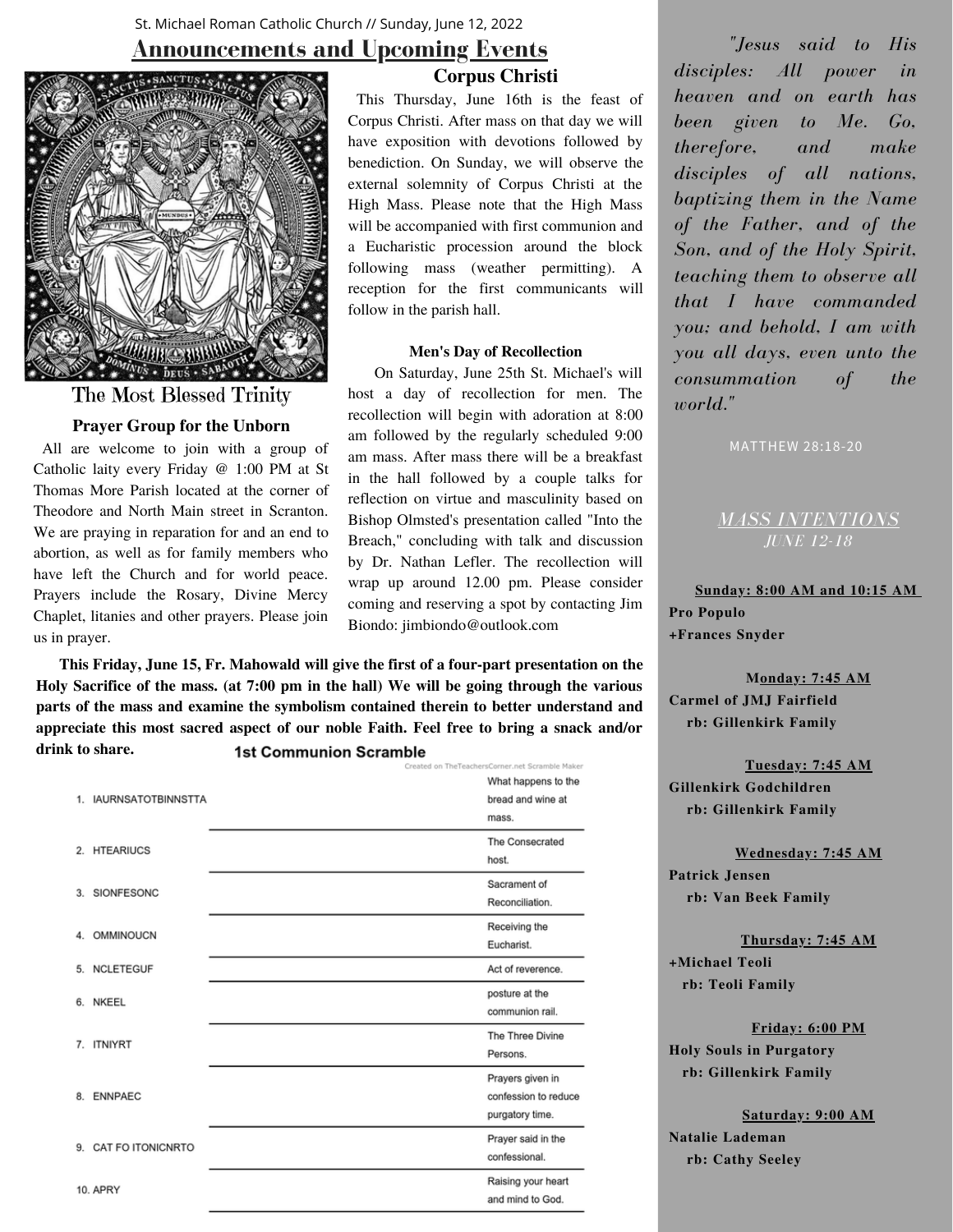St. Michael Roman Catholic Church // Sunday, June 12, 2022

# Announcements and Upcoming Events

The Most Blessed Trinity

### Prayer Group for the Unborn

All are welcome to join with a group of Catholic laity every Friday @ 1:00 PM at St Thomas More Parish located at the corner of Theodore and North Main street in Scranton. We are praying in reparation for and an end to abortion, as well as for family members who have left the Church and for world peace. Prayers include the Rosary, Divine Mercy Chaplet, litanies and other prayers. Please join us in prayer.

### Corpus Christi

This Thursday, June 16th is the feast of Corpus Christi. After mass on that day we will have exposition with devotions followed by benediction. On Sunday, we will observe the external solemnity of Corpus Christi at the High Mass. Please note that the High Mass will be accompanied with first communion and a Eucharistic procession around the block following mass (weather permitting). A reception for the first communicants will follow in the parish hall.

### Men's Day of Recollection

On Saturday, June 25th St. Michael's will host a day of recollection for men. The recollection will begin with adoration at 8:00 am followed by the regularly scheduled 9:00 am mass. After mass there will be a breakfast in the hall followed by a couple talks for reflection on virtue and masculinity based on Bishop Olmsted's presentation called "Into the Breach," concluding with talk and discussion by Dr. Nathan Lefler. The recollection will wrap up around 12.00 pm. Please consider coming and reserving a spot by contacting Jim Biondo: jimbiondo@outlook.com

**This Friday, June 15, Fr. Mahowald will give the first of a four-part presentation on the Holy Sacrifice of the mass. (at 7:00 pm in the hall) We will be going through the various parts of the mass and examine the symbolism contained therein to better understand and appreciate this most sacred aspect of our noble Faith. Feel free to bring a snack and/or drink to share.**

### 1st Communion Scramble

Created on TheTeachersCorner.net Scramble Maker

| | | |
|---|---|---|
| 1. IAURNSATOTBINNSTTA | | What happens to the bread and wine at mass. |
| 2. HTEARIUCS | | The Consecrated host. |
| 3. SIONFESONC | | Sacrament of Reconciliation. |
| 4. OMMINOUCN | | Receiving the Eucharist. |
| 5. NCLETEGUF | | Act of reverence. |
| 6. NKEEL | | posture at the communion rail. |
| 7. ITNIYRT | | The Three Divine Persons. |
| 8. ENNPAEC | | Prayers given in confession to reduce purgatory time. |
| 9. CAT FO ITONICNRTO | | Prayer said in the confessional. |
| 10. APRY | | Raising your heart and mind to God. |

*"Jesus said to His disciples: All power in heaven and on earth has been given to Me. Go, therefore, and make disciples of all nations, baptizing them in the Name of the Father, and of the Son, and of the Holy Spirit, teaching them to observe all that I have commanded you; and behold, I am with you all days, even unto the consummation of the world."*

MATTHEW 28:18-20

## *MASS INTENTIONS*
*JUNE 12-18*

**Sunday: 8:00 AM and 10:15 AM**
**Pro Populo**
**+Frances Snyder**

**Monday: 7:45 AM**
**Carmel of JMJ Fairfield**
**rb: Gillenkirk Family**

**Tuesday: 7:45 AM**
**Gillenkirk Godchildren**
**rb: Gillenkirk Family**

**Wednesday: 7:45 AM**
**Patrick Jensen**
**rb: Van Beek Family**

**Thursday: 7:45 AM**
**+Michael Teoli**
**rb: Teoli Family**

**Friday: 6:00 PM**
**Holy Souls in Purgatory**
**rb: Gillenkirk Family**

**Saturday: 9:00 AM**
**Natalie Lademan**
**rb: Cathy Seeley**